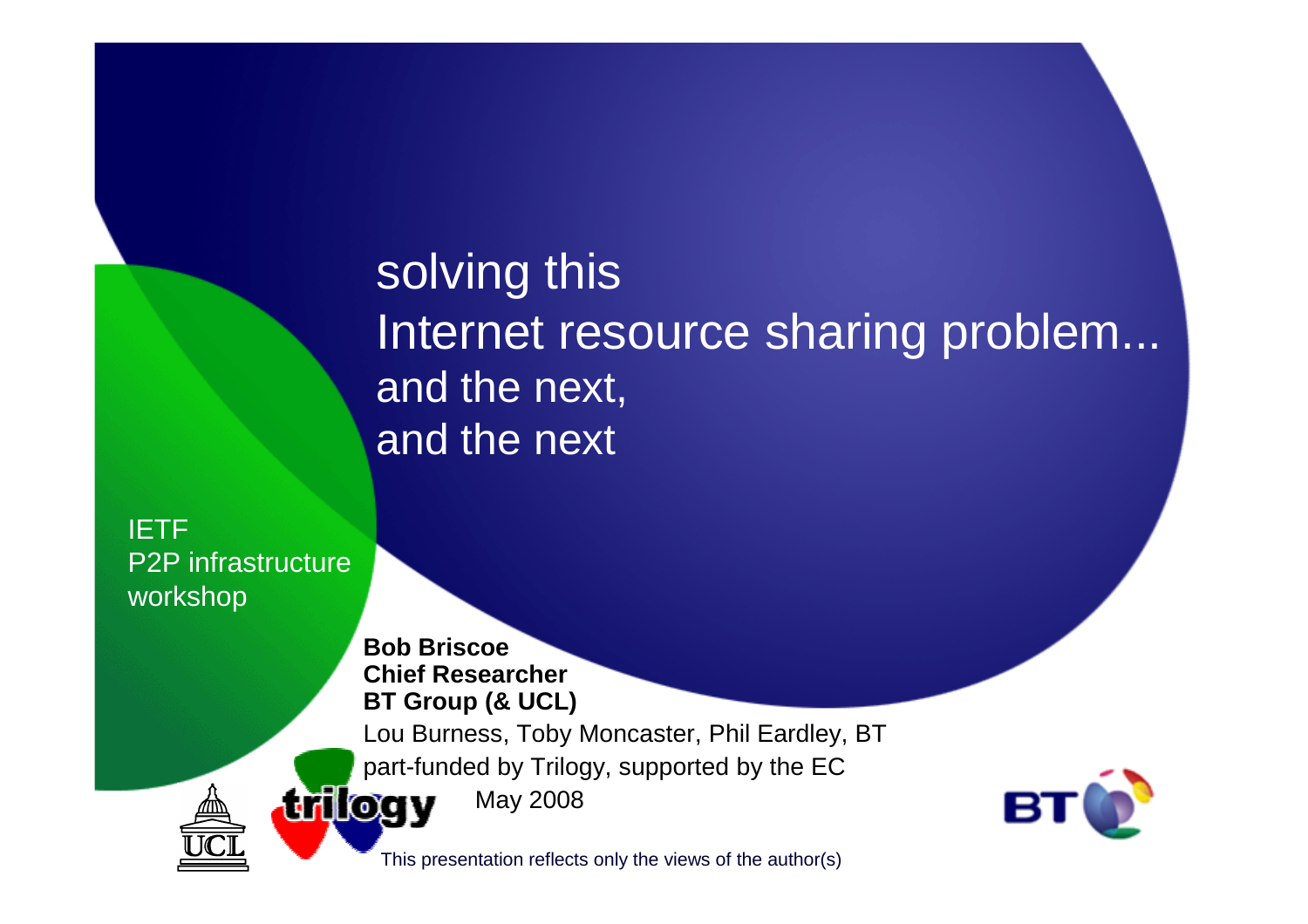# solving this
# Internet resource sharing problem...
## and the next,
## and the next

IETF
P2P infrastructure
workshop

**Bob Briscoe**
**Chief Researcher**
**BT Group (& UCL)**

Lou Burness, Toby Moncaster, Phil Eardley, BT

part-funded by Trilogy, supported by the EC

May 2008

This presentation reflects only the views of the author(s)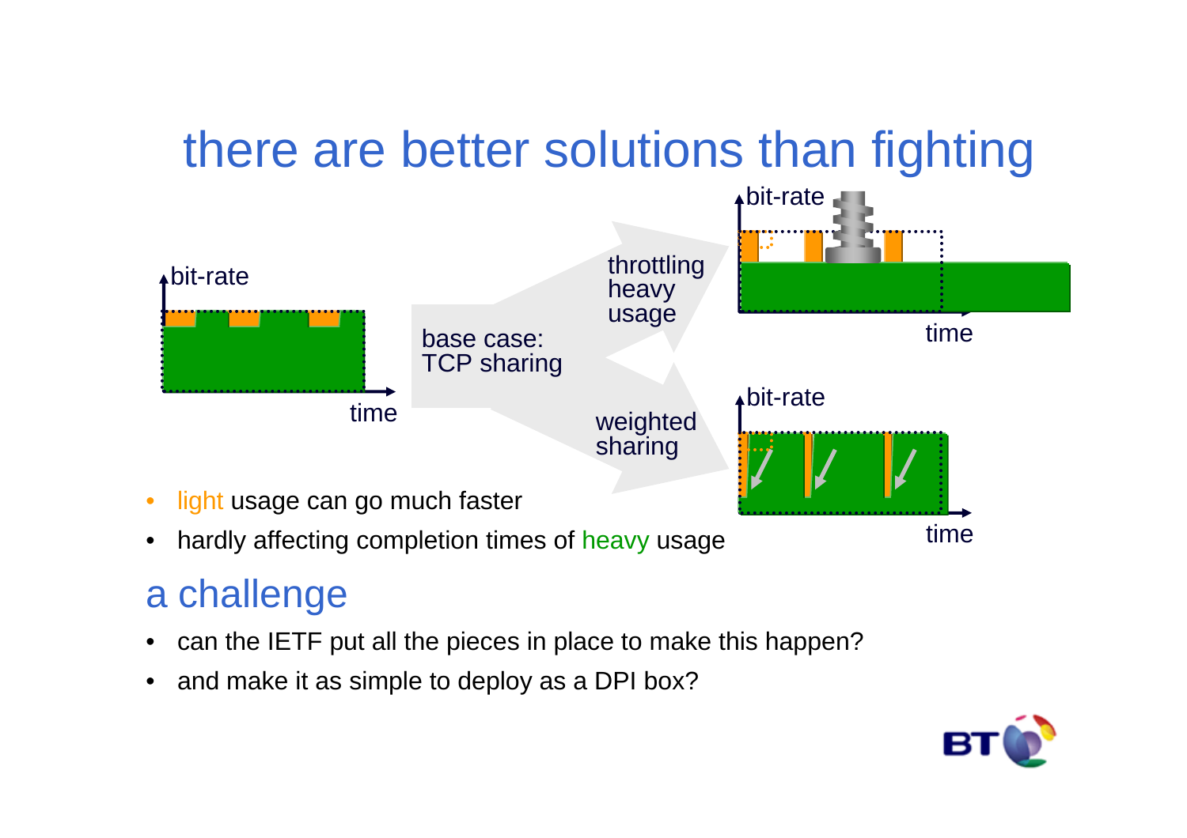# there are better solutions than fighting

bit-rate

time

base case:
TCP sharing

throttling
heavy
usage

bit-rate

time

weighted
sharing

bit-rate

time

- light usage can go much faster
- hardly affecting completion times of heavy usage

## a challenge

- can the IETF put all the pieces in place to make this happen?
- and make it as simple to deploy as a DPI box?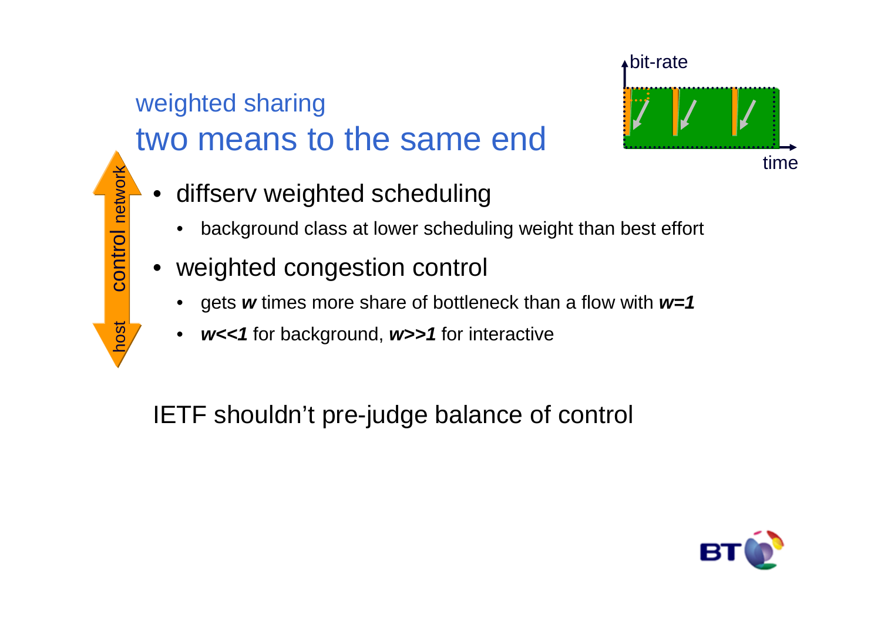## weighted sharing

# two means to the same end

- diffserv weighted scheduling
  - background class at lower scheduling weight than best effort
- weighted congestion control
  - gets ***w*** times more share of bottleneck than a flow with ***w=1***
  - ***w<<1*** for background, ***w>>1*** for interactive

IETF shouldn't pre-judge balance of control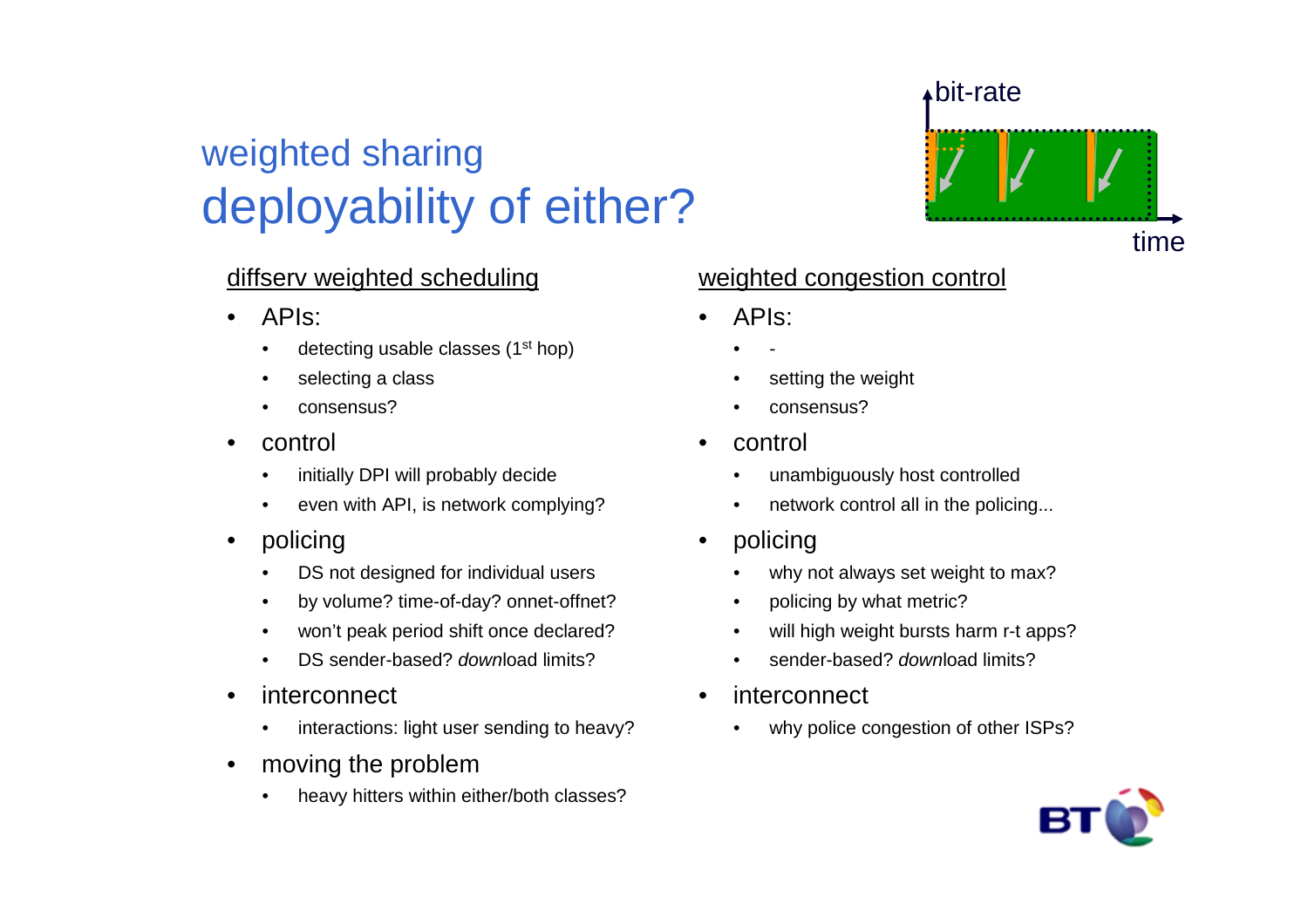## weighted sharing
# deployability of either?

bit-rate

time

### diffserv weighted scheduling

- APIs:
  - detecting usable classes (1st hop)
  - selecting a class
  - consensus?
- control
  - initially DPI will probably decide
  - even with API, is network complying?
- policing
  - DS not designed for individual users
  - by volume? time-of-day? onnet-offnet?
  - won't peak period shift once declared?
  - DS sender-based? *down*load limits?
- interconnect
  - interactions: light user sending to heavy?
- moving the problem
  - heavy hitters within either/both classes?

### weighted congestion control

- APIs:
  - -
  - setting the weight
  - consensus?
- control
  - unambiguously host controlled
  - network control all in the policing...
- policing
  - why not always set weight to max?
  - policing by what metric?
  - will high weight bursts harm r-t apps?
  - sender-based? *down*load limits?
- interconnect
  - why police congestion of other ISPs?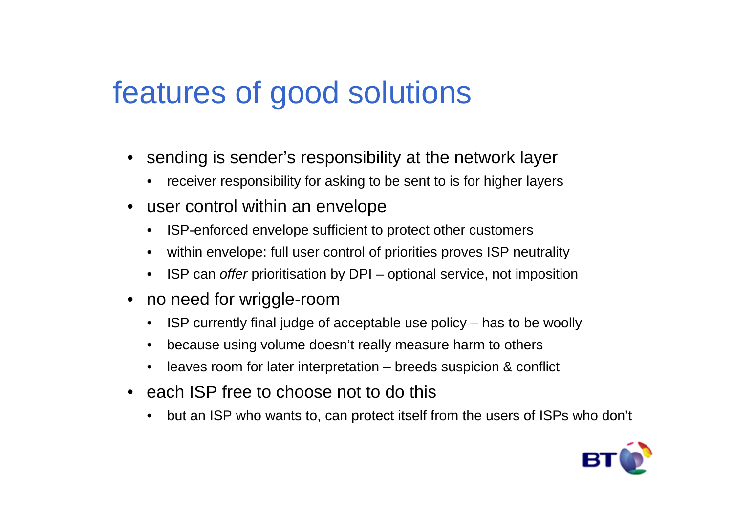# features of good solutions

- sending is sender's responsibility at the network layer
  - receiver responsibility for asking to be sent to is for higher layers
- user control within an envelope
  - ISP-enforced envelope sufficient to protect other customers
  - within envelope: full user control of priorities proves ISP neutrality
  - ISP can *offer* prioritisation by DPI – optional service, not imposition
- no need for wriggle-room
  - ISP currently final judge of acceptable use policy – has to be woolly
  - because using volume doesn't really measure harm to others
  - leaves room for later interpretation – breeds suspicion & conflict
- each ISP free to choose not to do this
  - but an ISP who wants to, can protect itself from the users of ISPs who don't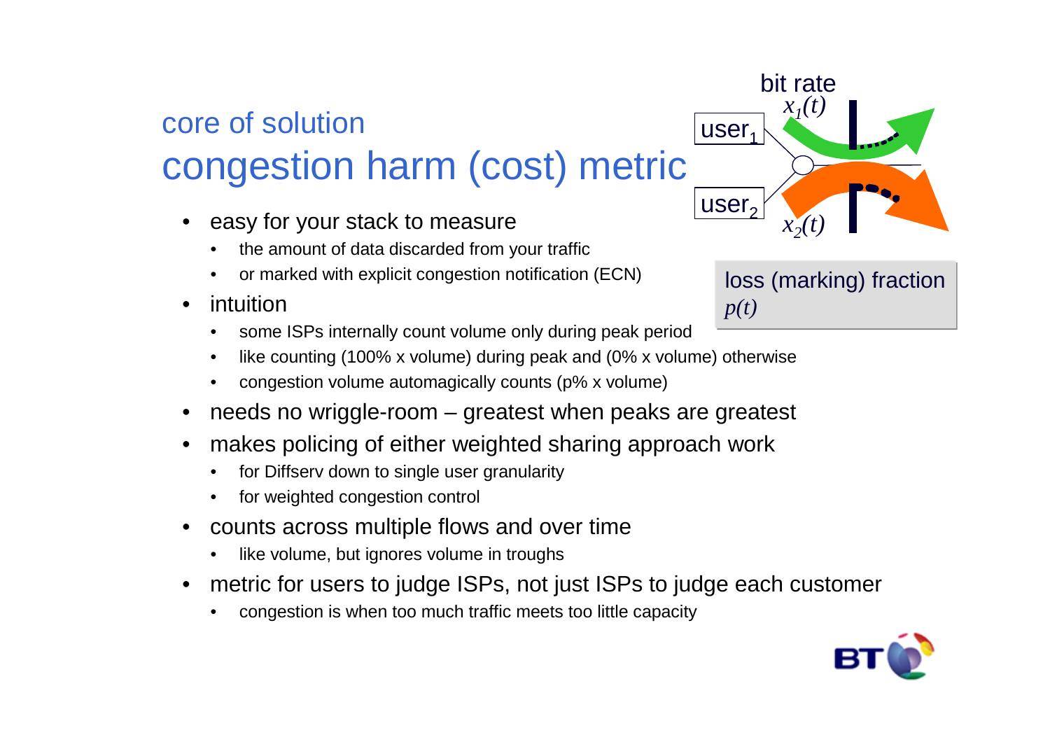## core of solution

# congestion harm (cost) metric

- easy for your stack to measure
  - the amount of data discarded from your traffic
  - or marked with explicit congestion notification (ECN)
- intuition
  - some ISPs internally count volume only during peak period
  - like counting (100% x volume) during peak and (0% x volume) otherwise
  - congestion volume automagically counts (p% x volume)
- needs no wriggle-room – greatest when peaks are greatest
- makes policing of either weighted sharing approach work
  - for Diffserv down to single user granularity
  - for weighted congestion control
- counts across multiple flows and over time
  - like volume, but ignores volume in troughs
- metric for users to judge ISPs, not just ISPs to judge each customer
  - congestion is when too much traffic meets too little capacity

bit rate $x_1(t)$

user$_1$

user$_2$

$x_2(t)$

loss (marking) fraction $p(t)$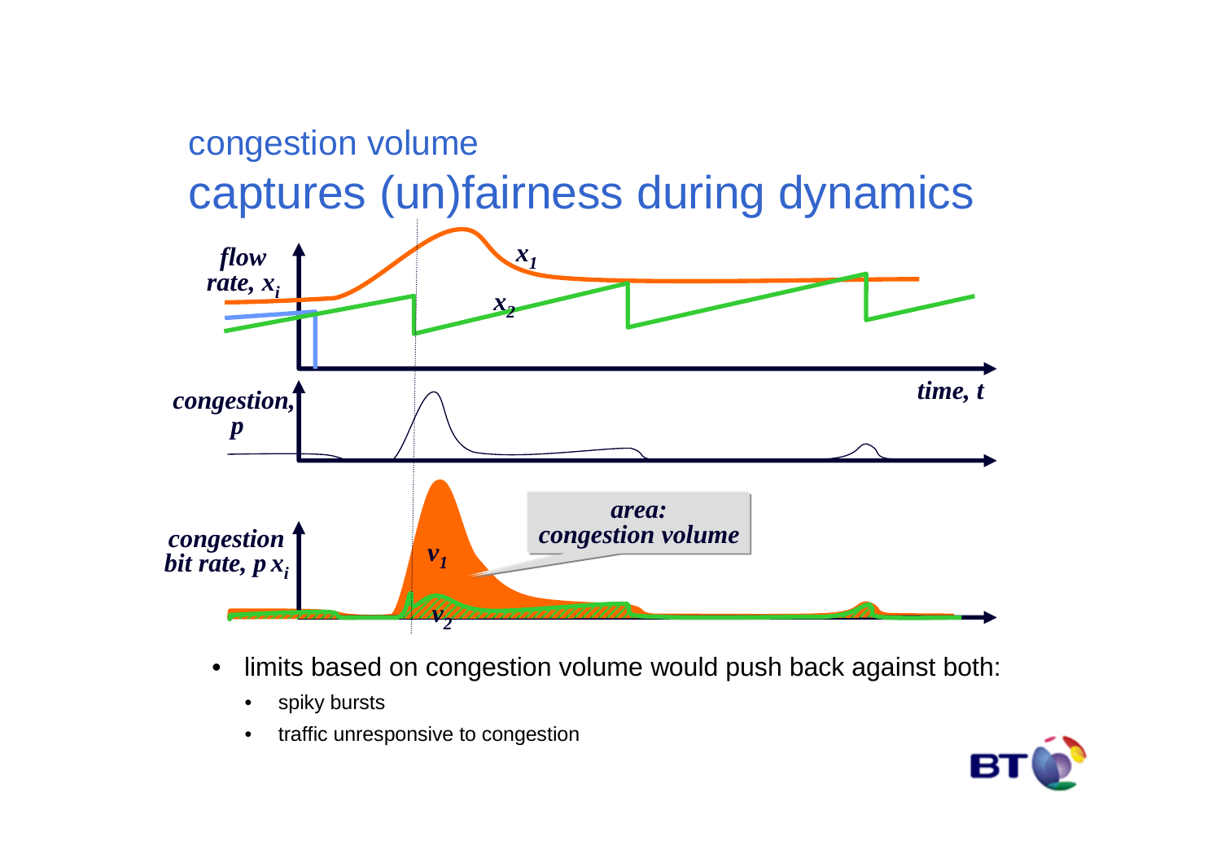# congestion volume
## captures (un)fairness during dynamics

- limits based on congestion volume would push back against both:
  - spiky bursts
  - traffic unresponsive to congestion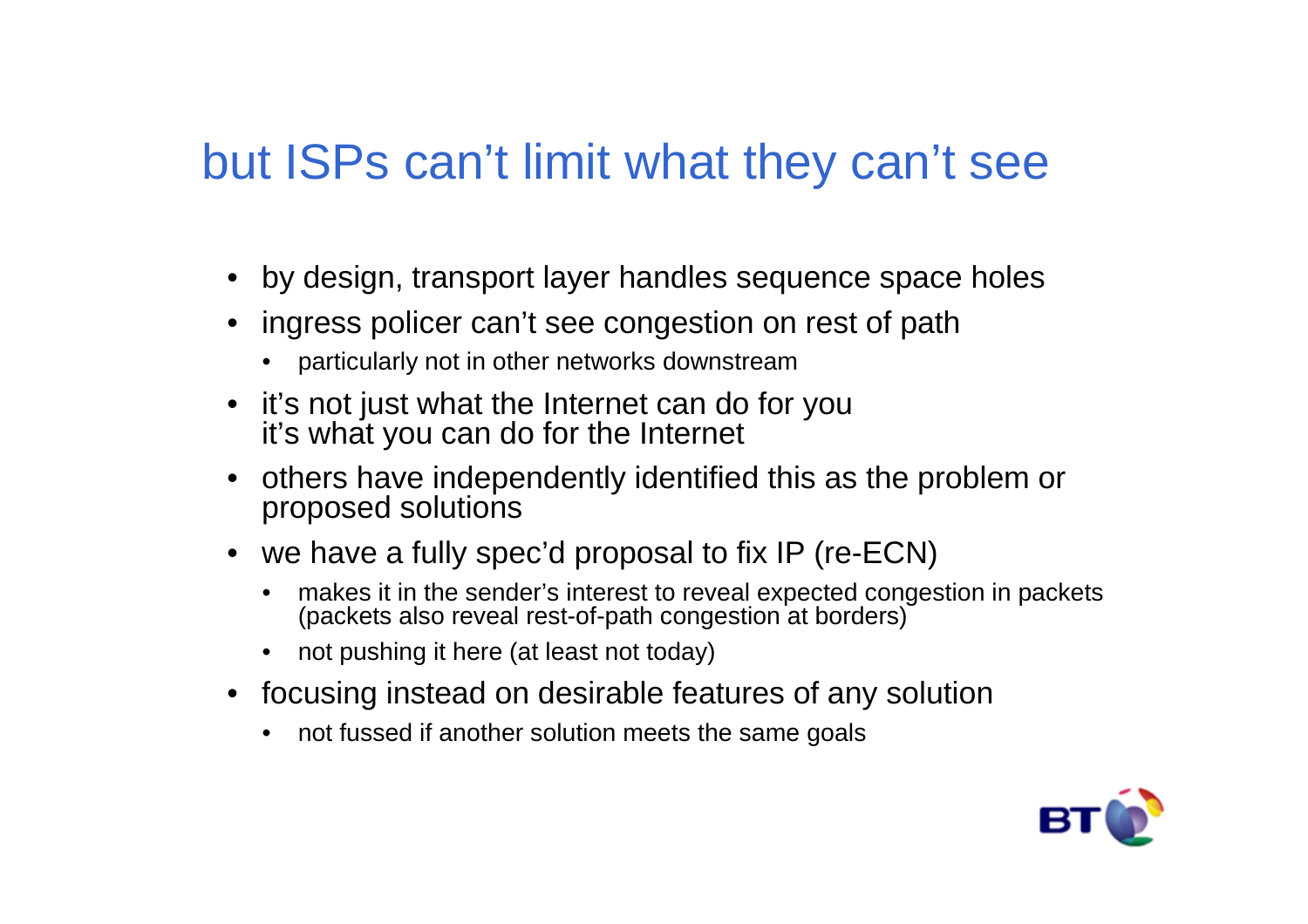# but ISPs can't limit what they can't see

- by design, transport layer handles sequence space holes
- ingress policer can't see congestion on rest of path
  - particularly not in other networks downstream
- it's not just what the Internet can do for you
  it's what you can do for the Internet
- others have independently identified this as the problem or proposed solutions
- we have a fully spec'd proposal to fix IP (re-ECN)
  - makes it in the sender's interest to reveal expected congestion in packets (packets also reveal rest-of-path congestion at borders)
  - not pushing it here (at least not today)
- focusing instead on desirable features of any solution
  - not fussed if another solution meets the same goals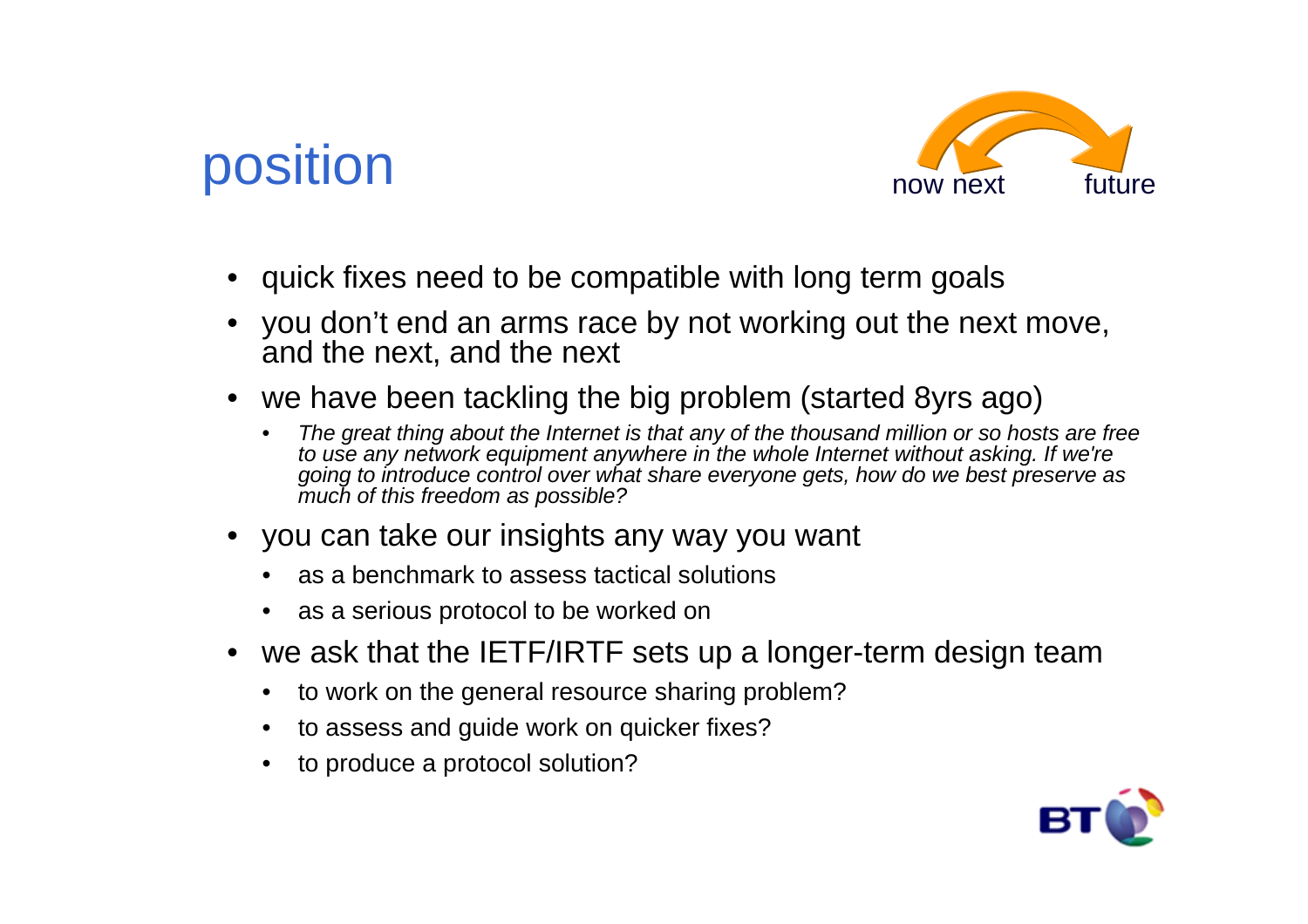# position

now next future

- quick fixes need to be compatible with long term goals
- you don't end an arms race by not working out the next move, and the next, and the next
- we have been tackling the big problem (started 8yrs ago)
  - *The great thing about the Internet is that any of the thousand million or so hosts are free to use any network equipment anywhere in the whole Internet without asking. If we're going to introduce control over what share everyone gets, how do we best preserve as much of this freedom as possible?*
- you can take our insights any way you want
  - as a benchmark to assess tactical solutions
  - as a serious protocol to be worked on
- we ask that the IETF/IRTF sets up a longer-term design team
  - to work on the general resource sharing problem?
  - to assess and guide work on quicker fixes?
  - to produce a protocol solution?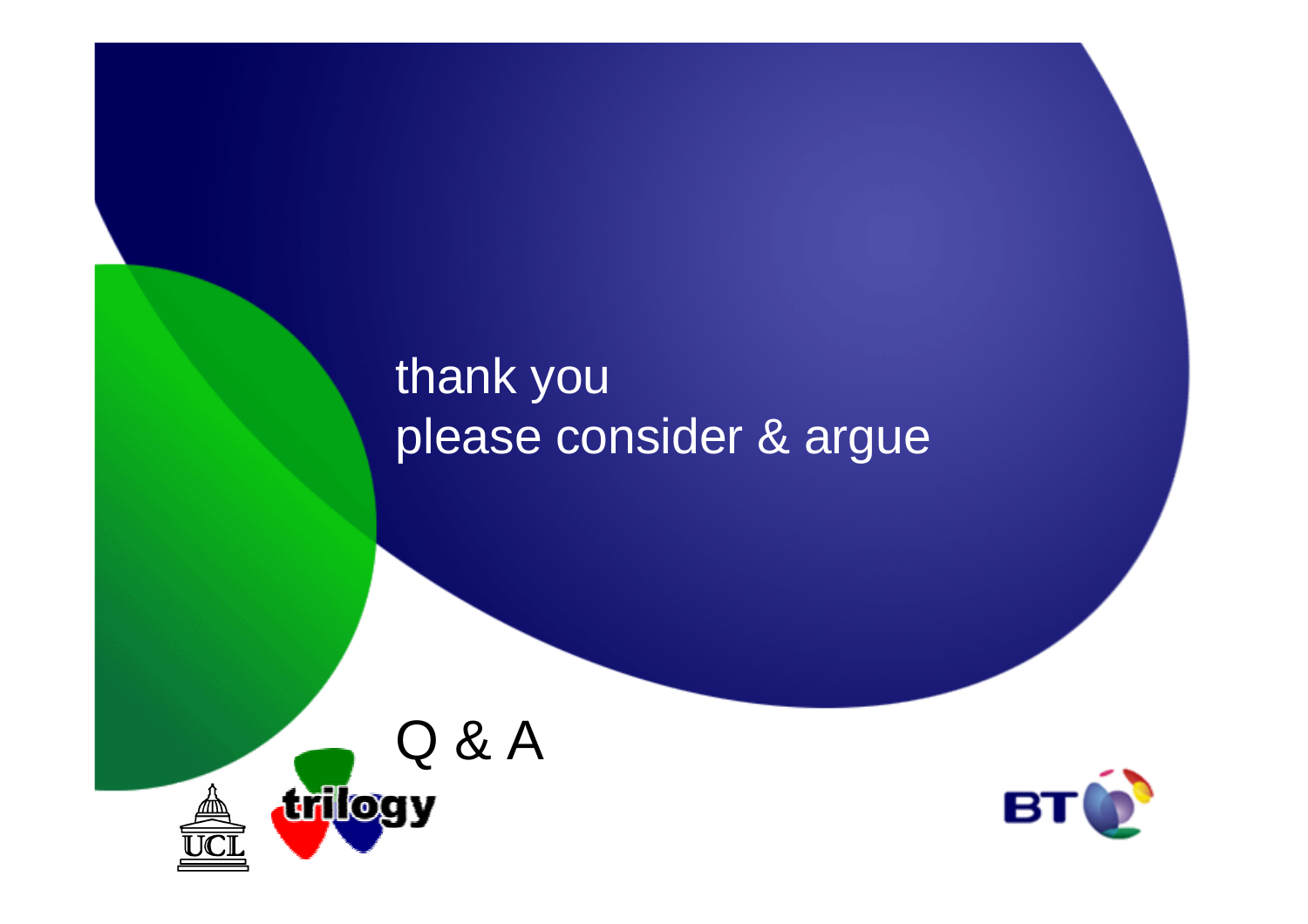thank you

please consider & argue

Q & A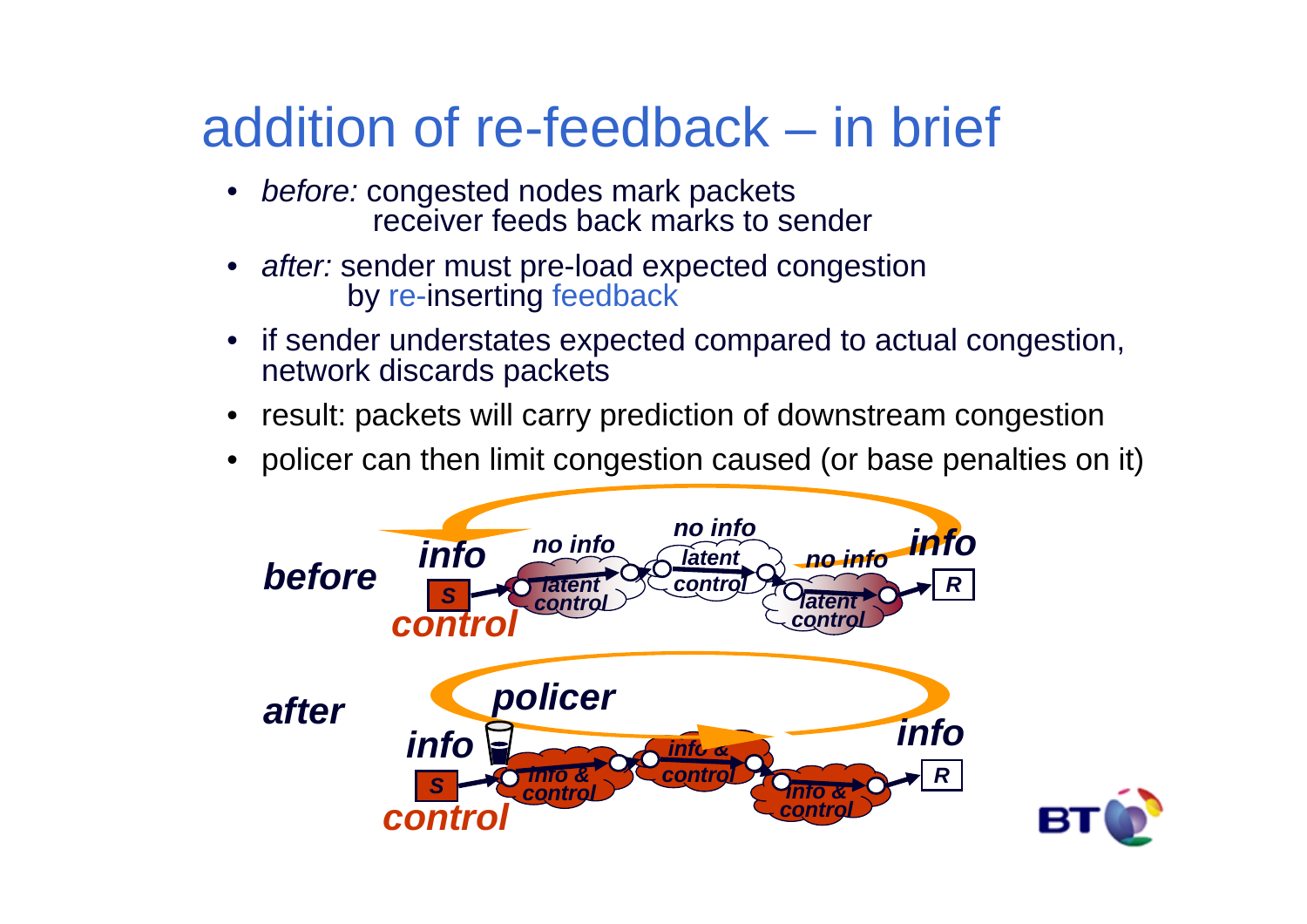# addition of re-feedback – in brief

- *before:* congested nodes mark packets
  receiver feeds back marks to sender
- *after:* sender must pre-load expected congestion
  by re-inserting feedback
- if sender understates expected compared to actual congestion, network discards packets
- result: packets will carry prediction of downstream congestion
- policer can then limit congestion caused (or base penalties on it)

before

info

no info

no info

no info

info

S

latent control

latent control

latent control

R

control

after

policer

info

info

S

info & control

info & control

info & control

R

control